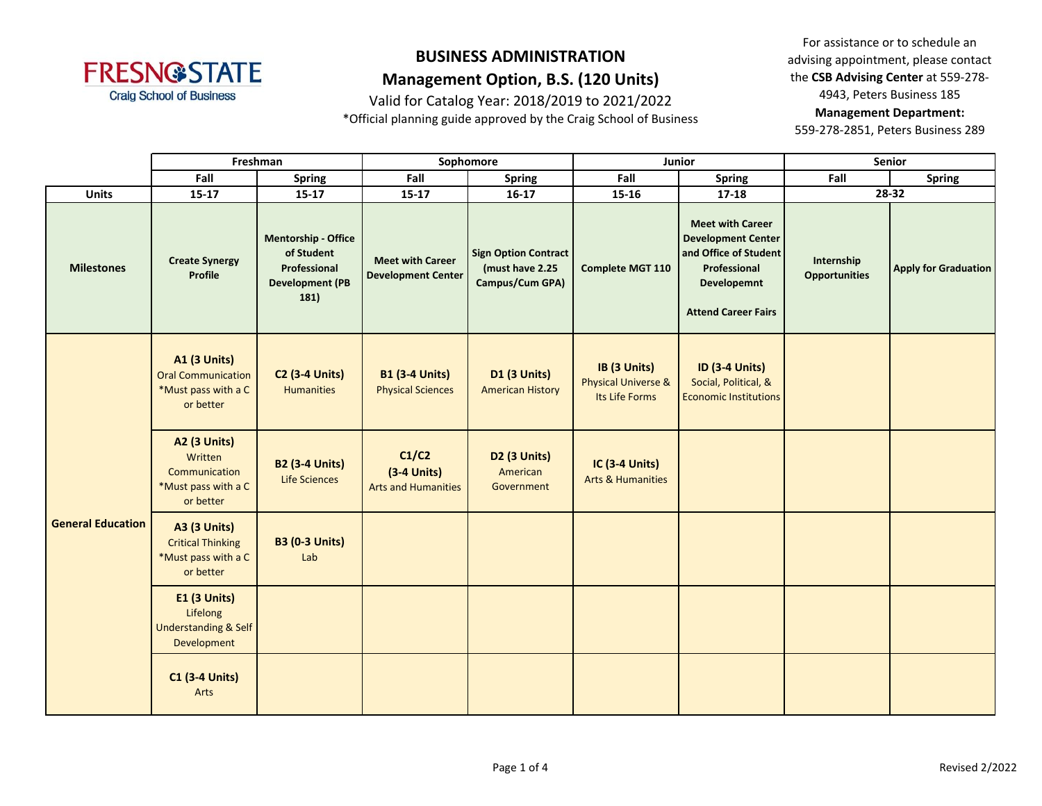# BUSINESS ADMINISTRATION

## Management Option, B.S. (120 Units)

Valid for Catalog Year: 2018/2019 to 2021/2022

*Official planning guide approved by the Craig School of Business

For assistance or to schedule an advising appointment, please contact the **CSB Advising Center** at 559-278-4943, Peters Business 185

**Management Department:** 559-278-2851, Peters Business 289

| | Freshman | | Sophomore | | Junior | | Senior | |
|---|---|---|---|---|---|---|---|---|
| | **Fall** | **Spring** | **Fall** | **Spring** | **Fall** | **Spring** | **Fall** | **Spring** |
| **Units** | **15-17** | **15-17** | **15-17** | **16-17** | **15-16** | **17-18** | **28-32** | |
| **Milestones** | **Create Synergy Profile** | **Mentorship - Office of Student Professional Development (PB 181)** | **Meet with Career Development Center** | **Sign Option Contract (must have 2.25 Campus/Cum GPA)** | **Complete MGT 110** | **Meet with Career Development Center and Office of Student Professional Developemnt**<br><br>**Attend Career Fairs** | **Internship Opportunities** | **Apply for Graduation** |
| **General Education** | **A1 (3 Units)** Oral Communication *Must pass with a C or better | **C2 (3-4 Units)** Humanities | **B1 (3-4 Units)** Physical Sciences | **D1 (3 Units)** American History | **IB (3 Units)** Physical Universe & Its Life Forms | **ID (3-4 Units)** Social, Political, & Economic Institutions | | |
| | **A2 (3 Units)** Written Communication *Must pass with a C or better | **B2 (3-4 Units)** Life Sciences | **C1/C2 (3-4 Units)** Arts and Humanities | **D2 (3 Units)** American Government | **IC (3-4 Units)** Arts & Humanities | | | |
| | **A3 (3 Units)** Critical Thinking *Must pass with a C or better | **B3 (0-3 Units)** Lab | | | | | | |
| | **E1 (3 Units)** Lifelong Understanding & Self Development | | | | | | | |
| | **C1 (3-4 Units)** Arts | | | | | | | |

Revised 2/2022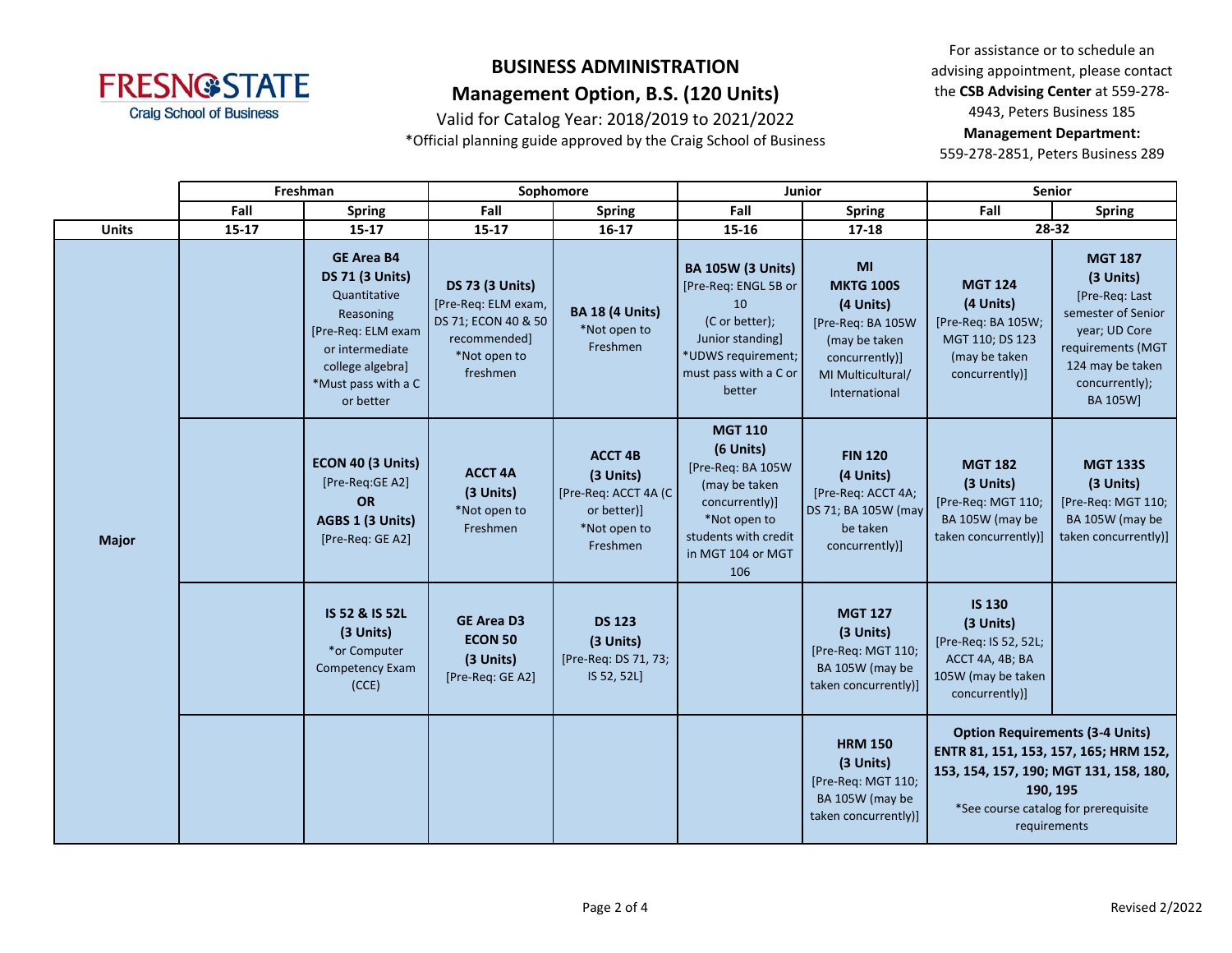# BUSINESS ADMINISTRATION

## Management Option, B.S. (120 Units)

Valid for Catalog Year: 2018/2019 to 2021/2022

*Official planning guide approved by the Craig School of Business

For assistance or to schedule an advising appointment, please contact the **CSB Advising Center** at 559-278-4943, Peters Business 185

**Management Department:**
559-278-2851, Peters Business 289

| | Freshman | | Sophomore | | Junior | | Senior | |
|---|---|---|---|---|---|---|---|---|
| | Fall | Spring | Fall | Spring | Fall | Spring | Fall | Spring |
| **Units** | 15-17 | 15-17 | 15-17 | 16-17 | 15-16 | 17-18 | 28-32 | |
| **Major** | | **GE Area B4** **DS 71 (3 Units)** Quantitative Reasoning [Pre-Req: ELM exam or intermediate college algebra] *Must pass with a C or better | **DS 73 (3 Units)** [Pre-Req: ELM exam, DS 71; ECON 40 & 50 recommended] *Not open to freshmen | **BA 18 (4 Units)** *Not open to Freshmen | **BA 105W (3 Units)** [Pre-Req: ENGL 5B or 10 (C or better); Junior standing] *UDWS requirement; must pass with a C or better | **MI** **MKTG 100S (4 Units)** [Pre-Req: BA 105W (may be taken concurrently)] MI Multicultural/ International | **MGT 124 (4 Units)** [Pre-Req: BA 105W; MGT 110; DS 123 (may be taken concurrently)] | **MGT 187 (3 Units)** [Pre-Req: Last semester of Senior year; UD Core requirements (MGT 124 may be taken concurrently); BA 105W] |
| | | **ECON 40 (3 Units)** [Pre-Req:GE A2] **OR** **AGBS 1 (3 Units)** [Pre-Req: GE A2] | **ACCT 4A (3 Units)** *Not open to Freshmen | **ACCT 4B (3 Units)** [Pre-Req: ACCT 4A (C or better)] *Not open to Freshmen | **MGT 110 (6 Units)** [Pre-Req: BA 105W (may be taken concurrently)] *Not open to students with credit in MGT 104 or MGT 106 | **FIN 120 (4 Units)** [Pre-Req: ACCT 4A; DS 71; BA 105W (may be taken concurrently)] | **MGT 182 (3 Units)** [Pre-Req: MGT 110; BA 105W (may be taken concurrently)] | **MGT 133S (3 Units)** [Pre-Req: MGT 110; BA 105W (may be taken concurrently)] |
| | | **IS 52 & IS 52L (3 Units)** *or Computer Competency Exam (CCE) | **GE Area D3** **ECON 50 (3 Units)** [Pre-Req: GE A2] | **DS 123 (3 Units)** [Pre-Req: DS 71, 73; IS 52, 52L] | | **MGT 127 (3 Units)** [Pre-Req: MGT 110; BA 105W (may be taken concurrently)] | **IS 130 (3 Units)** [Pre-Req: IS 52, 52L; ACCT 4A, 4B; BA 105W (may be taken concurrently)] | |
| | | | | | | **HRM 150 (3 Units)** [Pre-Req: MGT 110; BA 105W (may be taken concurrently)] | **Option Requirements (3-4 Units)** **ENTR 81, 151, 153, 157, 165; HRM 152, 153, 154, 157, 190; MGT 131, 158, 180, 190, 195** *See course catalog for prerequisite requirements | |

Revised 2/2022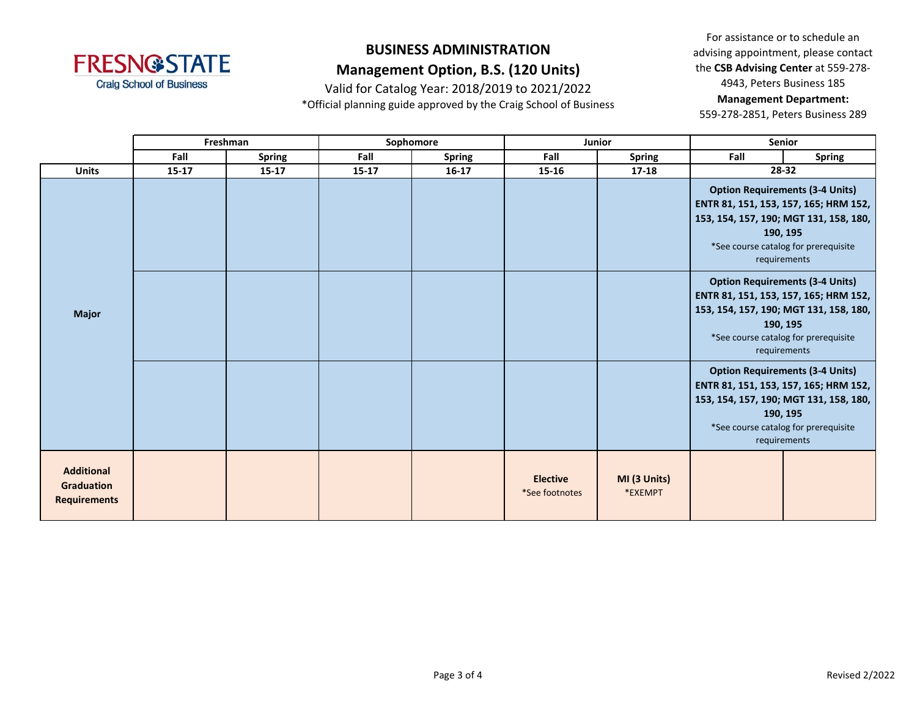**BUSINESS ADMINISTRATION**

**Management Option, B.S. (120 Units)**

Valid for Catalog Year: 2018/2019 to 2021/2022

*Official planning guide approved by the Craig School of Business

For assistance or to schedule an advising appointment, please contact the **CSB Advising Center** at 559-278-4943, Peters Business 185

**Management Department:**
559-278-2851, Peters Business 289

| | Freshman | | Sophomore | | Junior | | Senior | |
|---|---|---|---|---|---|---|---|---|
| | Fall | Spring | Fall | Spring | Fall | Spring | Fall | Spring |
| **Units** | 15-17 | 15-17 | 15-17 | 16-17 | 15-16 | 17-18 | 28-32 | |
| **Major** | | | | | | | **Option Requirements (3-4 Units) ENTR 81, 151, 153, 157, 165; HRM 152, 153, 154, 157, 190; MGT 131, 158, 180, 190, 195** *See course catalog for prerequisite requirements | |
| | | | | | | | **Option Requirements (3-4 Units) ENTR 81, 151, 153, 157, 165; HRM 152, 153, 154, 157, 190; MGT 131, 158, 180, 190, 195** *See course catalog for prerequisite requirements | |
| | | | | | | | **Option Requirements (3-4 Units) ENTR 81, 151, 153, 157, 165; HRM 152, 153, 154, 157, 190; MGT 131, 158, 180, 190, 195** *See course catalog for prerequisite requirements | |
| **Additional Graduation Requirements** | | | | | **Elective** *See footnotes | **MI (3 Units)** *EXEMPT | | |

Revised 2/2022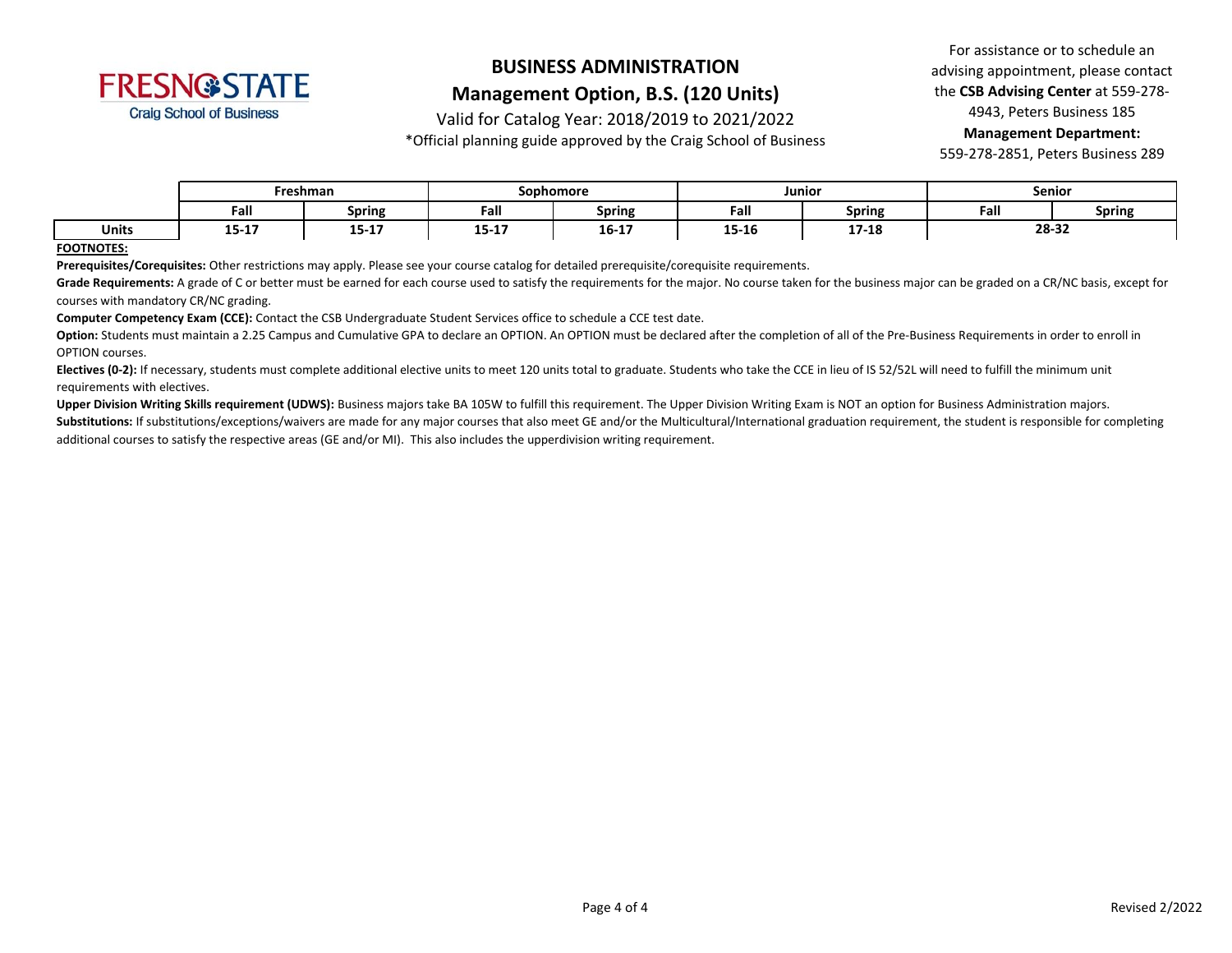# BUSINESS ADMINISTRATION

## Management Option, B.S. (120 Units)

Valid for Catalog Year: 2018/2019 to 2021/2022

*Official planning guide approved by the Craig School of Business

For assistance or to schedule an advising appointment, please contact the **CSB Advising Center** at 559-278-4943, Peters Business 185

**Management Department:**
559-278-2851, Peters Business 289

| | Freshman | | Sophomore | | Junior | | Senior | |
|---|---|---|---|---|---|---|---|---|
| | Fall | Spring | Fall | Spring | Fall | Spring | Fall | Spring |
| **Units** | **15-17** | **15-17** | **15-17** | **16-17** | **15-16** | **17-18** | **28-32** | |

**FOOTNOTES:**

**Prerequisites/Corequisites:** Other restrictions may apply. Please see your course catalog for detailed prerequisite/corequisite requirements.

**Grade Requirements:** A grade of C or better must be earned for each course used to satisfy the requirements for the major. No course taken for the business major can be graded on a CR/NC basis, except for courses with mandatory CR/NC grading.

**Computer Competency Exam (CCE):** Contact the CSB Undergraduate Student Services office to schedule a CCE test date.

**Option:** Students must maintain a 2.25 Campus and Cumulative GPA to declare an OPTION. An OPTION must be declared after the completion of all of the Pre-Business Requirements in order to enroll in OPTION courses.

**Electives (0-2):** If necessary, students must complete additional elective units to meet 120 units total to graduate. Students who take the CCE in lieu of IS 52/52L will need to fulfill the minimum unit requirements with electives.

**Upper Division Writing Skills requirement (UDWS):** Business majors take BA 105W to fulfill this requirement. The Upper Division Writing Exam is NOT an option for Business Administration majors.

**Substitutions:** If substitutions/exceptions/waivers are made for any major courses that also meet GE and/or the Multicultural/International graduation requirement, the student is responsible for completing additional courses to satisfy the respective areas (GE and/or MI). This also includes the upperdivision writing requirement.

Revised 2/2022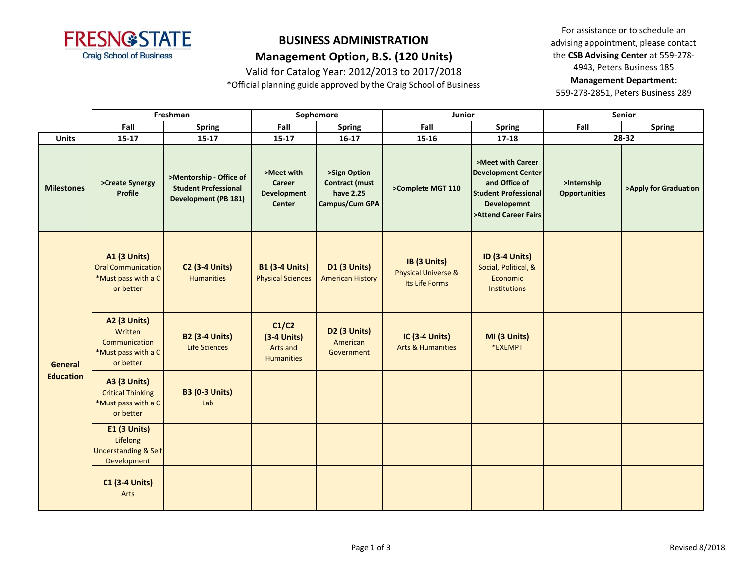# BUSINESS ADMINISTRATION

## Management Option, B.S. (120 Units)

Valid for Catalog Year: 2012/2013 to 2017/2018

*Official planning guide approved by the Craig School of Business

For assistance or to schedule an advising appointment, please contact the **CSB Advising Center** at 559-278-4943, Peters Business 185

**Management Department:**
559-278-2851, Peters Business 289

| | Freshman | | Sophomore | | Junior | | Senior | |
|---|---|---|---|---|---|---|---|---|
| | **Fall** | **Spring** | **Fall** | **Spring** | **Fall** | **Spring** | **Fall** | **Spring** |
| **Units** | **15-17** | **15-17** | **15-17** | **16-17** | **15-16** | **17-18** | **28-32** | |
| **Milestones** | **>Create Synergy Profile** | **>Mentorship - Office of Student Professional Development (PB 181)** | **>Meet with Career Development Center** | **>Sign Option Contract (must have 2.25 Campus/Cum GPA** | **>Complete MGT 110** | **>Meet with Career Development Center and Office of Student Professional Developemnt >Attend Career Fairs** | **>Internship Opportunities** | **>Apply for Graduation** |
| **General Education** | **A1 (3 Units)** Oral Communication *Must pass with a C or better | **C2 (3-4 Units)** Humanities | **B1 (3-4 Units)** Physical Sciences | **D1 (3 Units)** American History | **IB (3 Units)** Physical Universe & Its Life Forms | **ID (3-4 Units)** Social, Political, & Economic Institutions | | |
| | **A2 (3 Units)** Written Communication *Must pass with a C or better | **B2 (3-4 Units)** Life Sciences | **C1/C2 (3-4 Units)** Arts and Humanities | **D2 (3 Units)** American Government | **IC (3-4 Units)** Arts & Humanities | **MI (3 Units)** *EXEMPT | | |
| | **A3 (3 Units)** Critical Thinking *Must pass with a C or better | **B3 (0-3 Units)** Lab | | | | | | |
| | **E1 (3 Units)** Lifelong Understanding & Self Development | | | | | | | |
| | **C1 (3-4 Units)** Arts | | | | | | | |

Revised 8/2018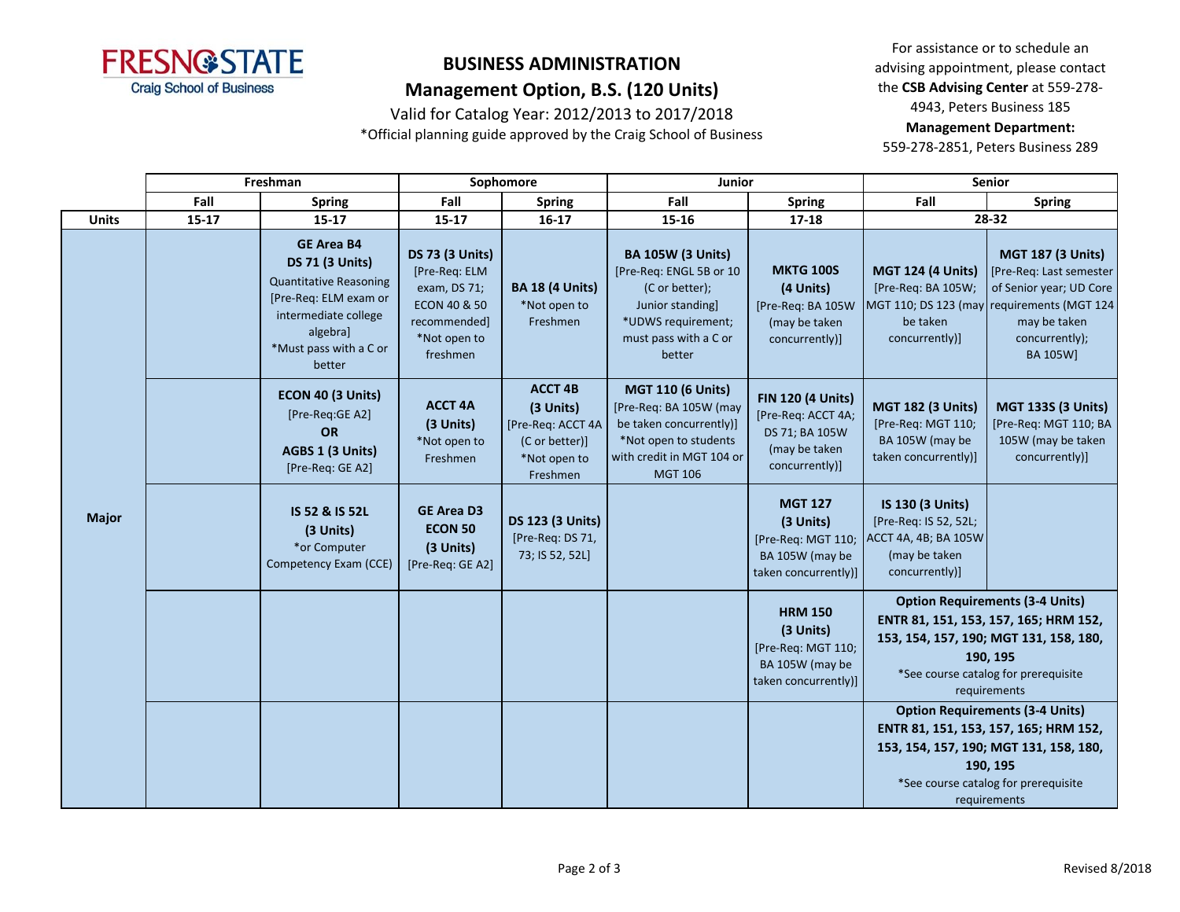# BUSINESS ADMINISTRATION

## Management Option, B.S. (120 Units)

Valid for Catalog Year: 2012/2013 to 2017/2018

*Official planning guide approved by the Craig School of Business

For assistance or to schedule an advising appointment, please contact the **CSB Advising Center** at 559-278-4943, Peters Business 185

**Management Department:**
559-278-2851, Peters Business 289

| | Freshman | | Sophomore | | Junior | | Senior | |
|---|---|---|---|---|---|---|---|---|
| | **Fall** | **Spring** | **Fall** | **Spring** | **Fall** | **Spring** | **Fall** | **Spring** |
| **Units** | **15-17** | **15-17** | **15-17** | **16-17** | **15-16** | **17-18** | **28-32** | |
| **Major** | | **GE Area B4** **DS 71 (3 Units)** Quantitative Reasoning [Pre-Req: ELM exam or intermediate college algebra] *Must pass with a C or better | **DS 73 (3 Units)** [Pre-Req: ELM exam, DS 71; ECON 40 & 50 recommended] *Not open to freshmen | **BA 18 (4 Units)** *Not open to Freshmen | **BA 105W (3 Units)** [Pre-Req: ENGL 5B or 10 (C or better); Junior standing] *UDWS requirement; must pass with a C or better | **MKTG 100S (4 Units)** [Pre-Req: BA 105W (may be taken concurrently)] | **MGT 124 (4 Units)** [Pre-Req: BA 105W; MGT 110; DS 123 (may be taken concurrently)] | **MGT 187 (3 Units)** [Pre-Req: Last semester of Senior year; UD Core requirements (MGT 124 may be taken concurrently); BA 105W] |
| | | **ECON 40 (3 Units)** [Pre-Req:GE A2] **OR** **AGBS 1 (3 Units)** [Pre-Req: GE A2] | **ACCT 4A (3 Units)** *Not open to Freshmen | **ACCT 4B (3 Units)** [Pre-Req: ACCT 4A (C or better)] *Not open to Freshmen | **MGT 110 (6 Units)** [Pre-Req: BA 105W (may be taken concurrently)] *Not open to students with credit in MGT 104 or MGT 106 | **FIN 120 (4 Units)** [Pre-Req: ACCT 4A; DS 71; BA 105W (may be taken concurrently)] | **MGT 182 (3 Units)** [Pre-Req: MGT 110; BA 105W (may be taken concurrently)] | **MGT 133S (3 Units)** [Pre-Req: MGT 110; BA 105W (may be taken concurrently)] |
| | | **IS 52 & IS 52L (3 Units)** *or Computer Competency Exam (CCE) | **GE Area D3** **ECON 50 (3 Units)** [Pre-Req: GE A2] | **DS 123 (3 Units)** [Pre-Req: DS 71, 73; IS 52, 52L] | | **MGT 127 (3 Units)** [Pre-Req: MGT 110; BA 105W (may be taken concurrently)] | **IS 130 (3 Units)** [Pre-Req: IS 52, 52L; ACCT 4A, 4B; BA 105W (may be taken concurrently)] | |
| | | | | | | **HRM 150 (3 Units)** [Pre-Req: MGT 110; BA 105W (may be taken concurrently)] | **Option Requirements (3-4 Units)** ENTR 81, 151, 153, 157, 165; HRM 152, 153, 154, 157, 190; MGT 131, 158, 180, 190, 195 *See course catalog for prerequisite requirements | |
| | | | | | | | **Option Requirements (3-4 Units)** ENTR 81, 151, 153, 157, 165; HRM 152, 153, 154, 157, 190; MGT 131, 158, 180, 190, 195 *See course catalog for prerequisite requirements | |

Revised 8/2018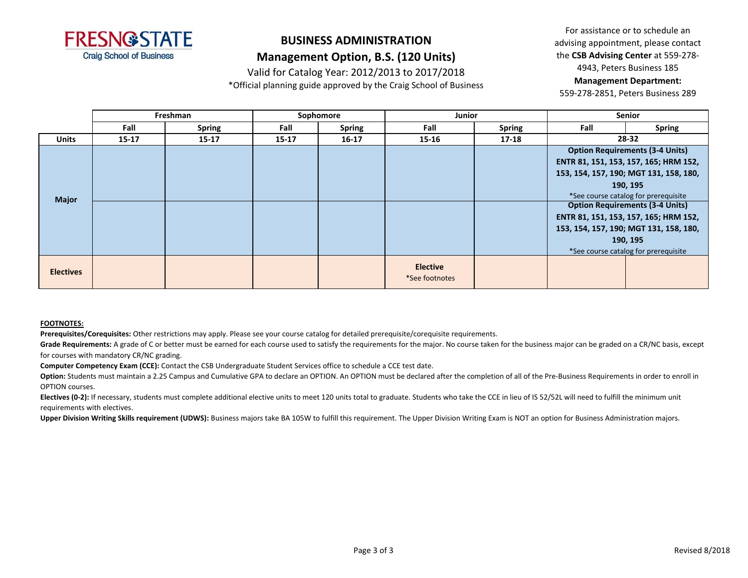**BUSINESS ADMINISTRATION**

**Management Option, B.S. (120 Units)**

Valid for Catalog Year: 2012/2013 to 2017/2018

*Official planning guide approved by the Craig School of Business

For assistance or to schedule an advising appointment, please contact the **CSB Advising Center** at 559-278-4943, Peters Business 185

**Management Department:**
559-278-2851, Peters Business 289

| | Freshman | | Sophomore | | Junior | | Senior | |
|---|---|---|---|---|---|---|---|---|
| | Fall | Spring | Fall | Spring | Fall | Spring | Fall | Spring |
| **Units** | 15-17 | 15-17 | 15-17 | 16-17 | 15-16 | 17-18 | 28-32 | |
| **Major** | | | | | | | **Option Requirements (3-4 Units)** **ENTR 81, 151, 153, 157, 165; HRM 152, 153, 154, 157, 190; MGT 131, 158, 180, 190, 195** *See course catalog for prerequisite | |
| | | | | | | | **Option Requirements (3-4 Units)** **ENTR 81, 151, 153, 157, 165; HRM 152, 153, 154, 157, 190; MGT 131, 158, 180, 190, 195** *See course catalog for prerequisite | |
| **Electives** | | | | | **Elective** *See footnotes | | | |

**FOOTNOTES:**

**Prerequisites/Corequisites:** Other restrictions may apply. Please see your course catalog for detailed prerequisite/corequisite requirements.

**Grade Requirements:** A grade of C or better must be earned for each course used to satisfy the requirements for the major. No course taken for the business major can be graded on a CR/NC basis, except for courses with mandatory CR/NC grading.

**Computer Competency Exam (CCE):** Contact the CSB Undergraduate Student Services office to schedule a CCE test date.

**Option:** Students must maintain a 2.25 Campus and Cumulative GPA to declare an OPTION. An OPTION must be declared after the completion of all of the Pre-Business Requirements in order to enroll in OPTION courses.

**Electives (0-2):** If necessary, students must complete additional elective units to meet 120 units total to graduate. Students who take the CCE in lieu of IS 52/52L will need to fulfill the minimum unit requirements with electives.

**Upper Division Writing Skills requirement (UDWS):** Business majors take BA 105W to fulfill this requirement. The Upper Division Writing Exam is NOT an option for Business Administration majors.

Revised 8/2018